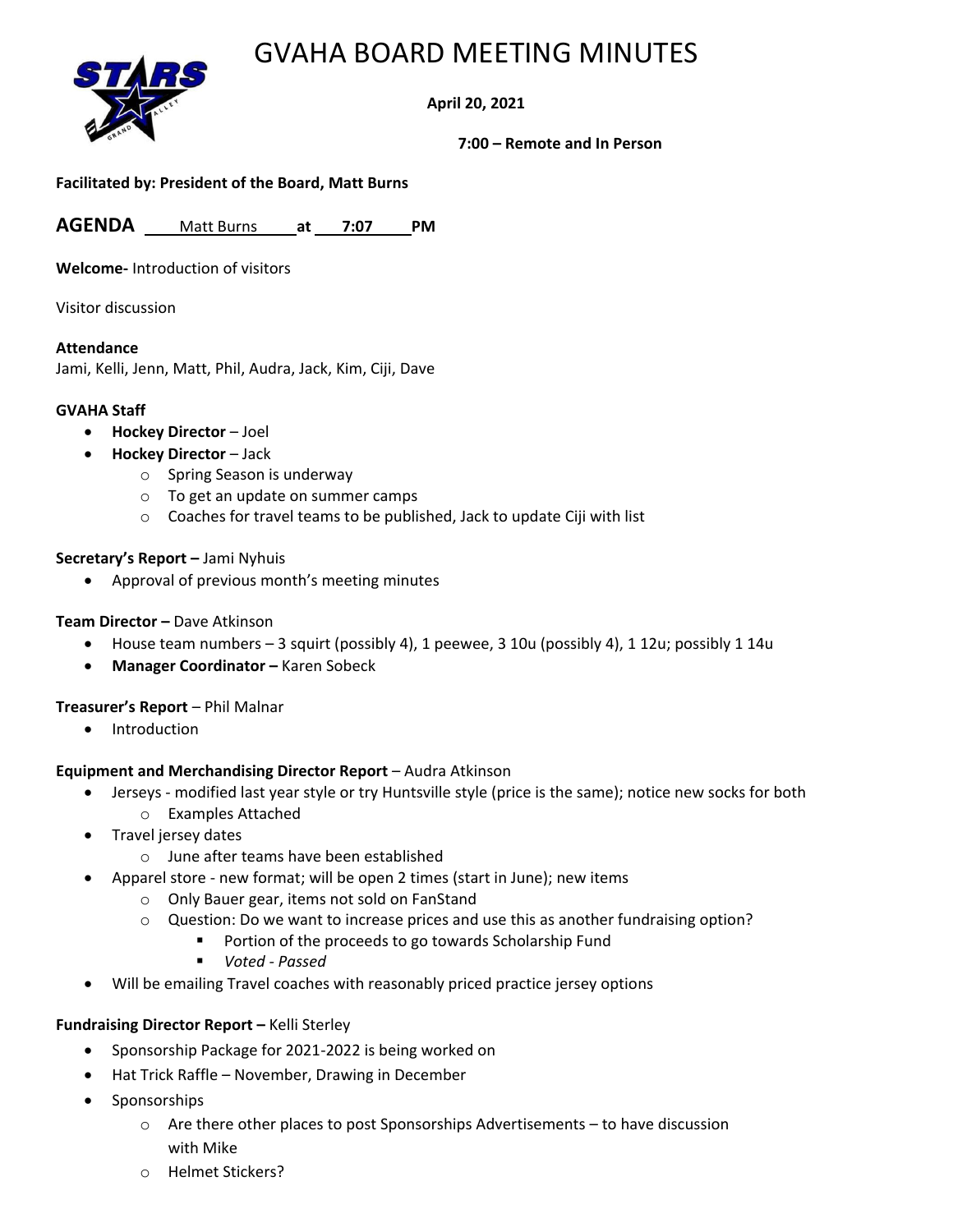# GVAHA BOARD MEETING MINUTES

**April 20, 2021**

**7:00 – Remote and In Person**

**Facilitated by: President of the Board, Matt Burns**

**AGENDA** Matt Burns **at** 7:07 **PM**

**Welcome-** Introduction of visitors

Visitor discussion

**Attendance**
Jami, Kelli, Jenn, Matt, Phil, Audra, Jack, Kim, Ciji, Dave

**GVAHA Staff**

- **Hockey Director** – Joel
- **Hockey Director** – Jack
  - Spring Season is underway
  - To get an update on summer camps
  - Coaches for travel teams to be published, Jack to update Ciji with list

**Secretary's Report –** Jami Nyhuis

- Approval of previous month's meeting minutes

**Team Director –** Dave Atkinson

- House team numbers – 3 squirt (possibly 4), 1 peewee, 3 10u (possibly 4), 1 12u; possibly 1 14u
- **Manager Coordinator –** Karen Sobeck

**Treasurer's Report** – Phil Malnar

- Introduction

**Equipment and Merchandising Director Report** – Audra Atkinson

- Jerseys - modified last year style or try Huntsville style (price is the same); notice new socks for both
  - Examples Attached
- Travel jersey dates
  - June after teams have been established
- Apparel store - new format; will be open 2 times (start in June); new items
  - Only Bauer gear, items not sold on FanStand
  - Question: Do we want to increase prices and use this as another fundraising option?
    - Portion of the proceeds to go towards Scholarship Fund
    - *Voted - Passed*
- Will be emailing Travel coaches with reasonably priced practice jersey options

**Fundraising Director Report –** Kelli Sterley

- Sponsorship Package for 2021-2022 is being worked on
- Hat Trick Raffle – November, Drawing in December
- Sponsorships
  - Are there other places to post Sponsorships Advertisements – to have discussion with Mike
  - Helmet Stickers?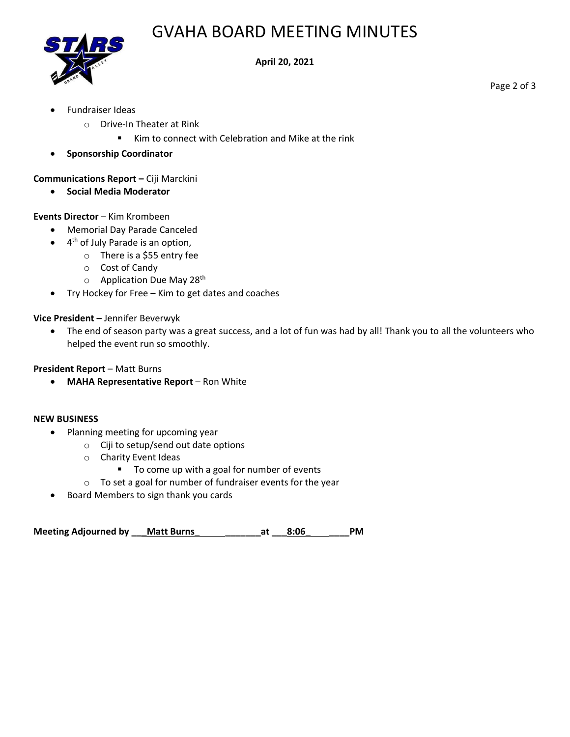- Fundraiser Ideas
    - Drive-In Theater at Rink
        - Kim to connect with Celebration and Mike at the rink
- **Sponsorship Coordinator**

**Communications Report –** Ciji Marckini

- **Social Media Moderator**

**Events Director** – Kim Krombeen

- Memorial Day Parade Canceled
- 4th of July Parade is an option,
    - There is a $55 entry fee
    - Cost of Candy
    - Application Due May 28th
- Try Hockey for Free – Kim to get dates and coaches

**Vice President –** Jennifer Beverwyk

- The end of season party was a great success, and a lot of fun was had by all! Thank you to all the volunteers who helped the event run so smoothly.

**President Report** – Matt Burns

- **MAHA Representative Report** – Ron White

**NEW BUSINESS**

- Planning meeting for upcoming year
    - Ciji to setup/send out date options
    - Charity Event Ideas
        - To come up with a goal for number of events
    - To set a goal for number of fundraiser events for the year
- Board Members to sign thank you cards

**Meeting Adjourned by ___Matt Burns_ _______at ___8:06_ ____PM**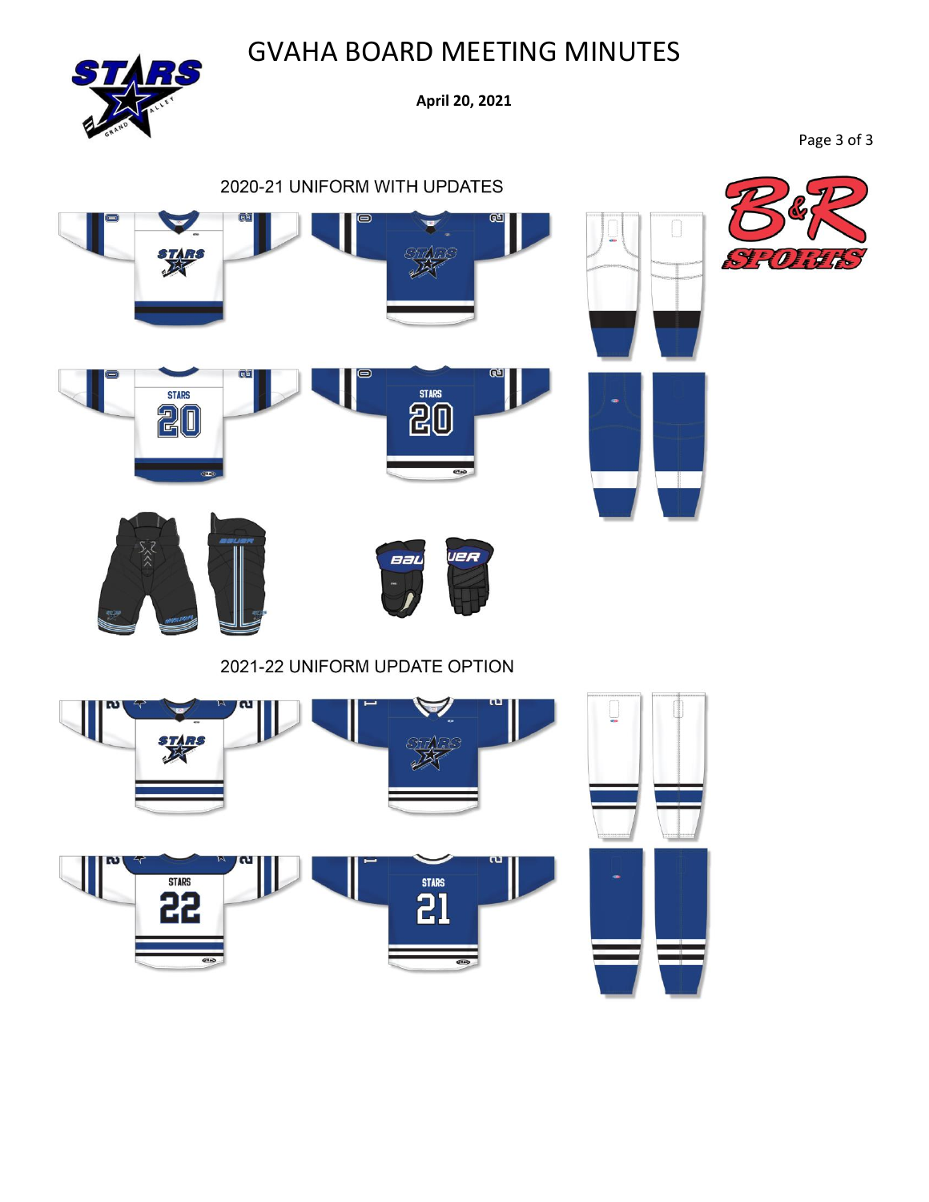## 2020-21 UNIFORM WITH UPDATES

## 2021-22 UNIFORM UPDATE OPTION